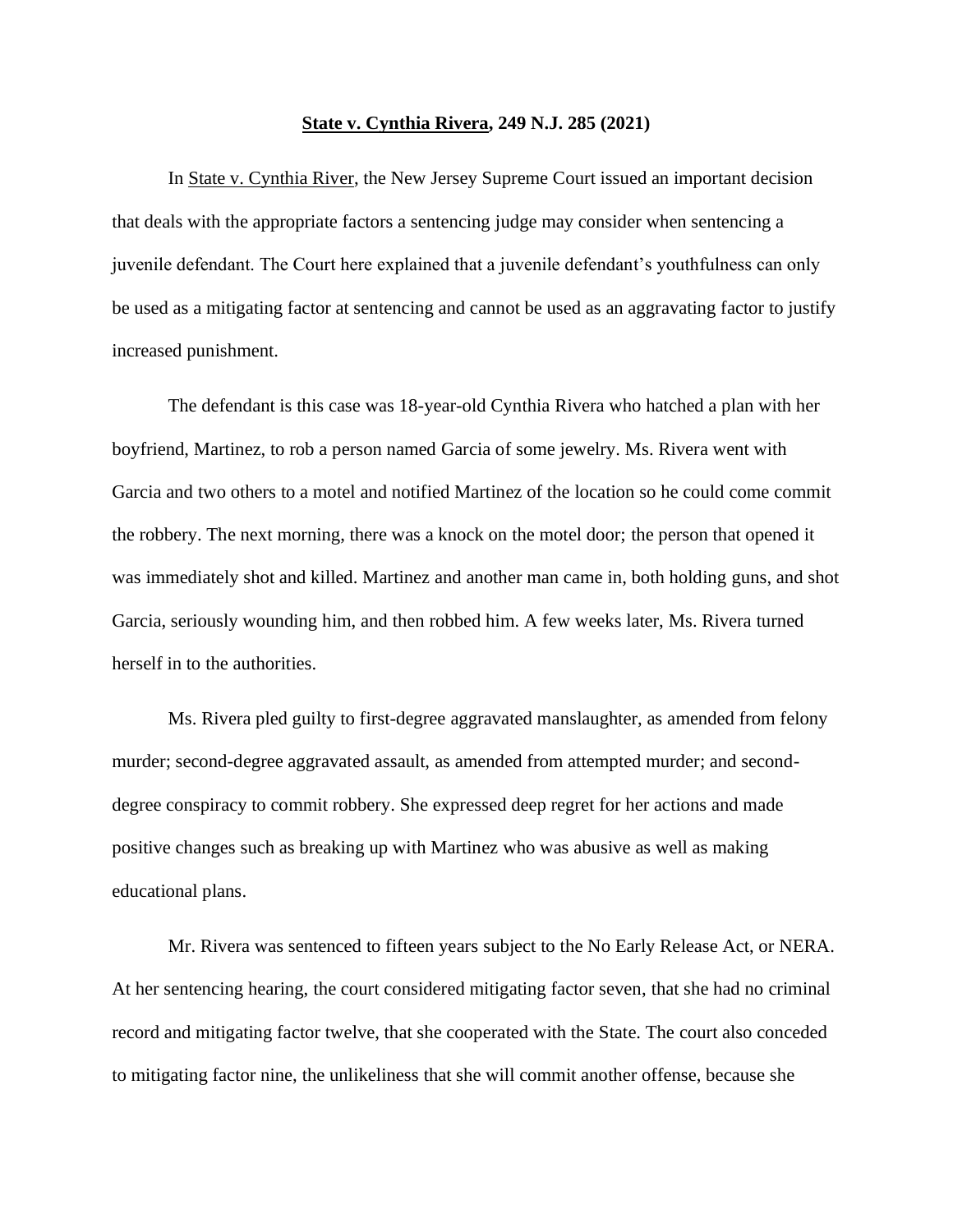**<u>State v. Cynthia Rivera</u>, 249 N.J. 285 (2021)**

In <u>State v. Cynthia River</u>, the New Jersey Supreme Court issued an important decision that deals with the appropriate factors a sentencing judge may consider when sentencing a juvenile defendant. The Court here explained that a juvenile defendant's youthfulness can only be used as a mitigating factor at sentencing and cannot be used as an aggravating factor to justify increased punishment.

The defendant is this case was 18-year-old Cynthia Rivera who hatched a plan with her boyfriend, Martinez, to rob a person named Garcia of some jewelry. Ms. Rivera went with Garcia and two others to a motel and notified Martinez of the location so he could come commit the robbery. The next morning, there was a knock on the motel door; the person that opened it was immediately shot and killed. Martinez and another man came in, both holding guns, and shot Garcia, seriously wounding him, and then robbed him. A few weeks later, Ms. Rivera turned herself in to the authorities.

Ms. Rivera pled guilty to first-degree aggravated manslaughter, as amended from felony murder; second-degree aggravated assault, as amended from attempted murder; and second-degree conspiracy to commit robbery. She expressed deep regret for her actions and made positive changes such as breaking up with Martinez who was abusive as well as making educational plans.

Mr. Rivera was sentenced to fifteen years subject to the No Early Release Act, or NERA. At her sentencing hearing, the court considered mitigating factor seven, that she had no criminal record and mitigating factor twelve, that she cooperated with the State. The court also conceded to mitigating factor nine, the unlikeliness that she will commit another offense, because she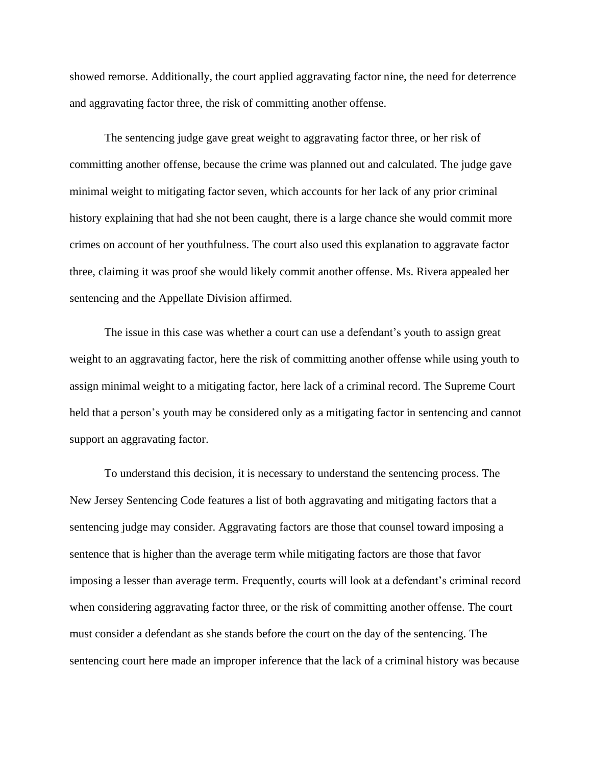showed remorse. Additionally, the court applied aggravating factor nine, the need for deterrence and aggravating factor three, the risk of committing another offense.

The sentencing judge gave great weight to aggravating factor three, or her risk of committing another offense, because the crime was planned out and calculated. The judge gave minimal weight to mitigating factor seven, which accounts for her lack of any prior criminal history explaining that had she not been caught, there is a large chance she would commit more crimes on account of her youthfulness. The court also used this explanation to aggravate factor three, claiming it was proof she would likely commit another offense. Ms. Rivera appealed her sentencing and the Appellate Division affirmed.

The issue in this case was whether a court can use a defendant's youth to assign great weight to an aggravating factor, here the risk of committing another offense while using youth to assign minimal weight to a mitigating factor, here lack of a criminal record. The Supreme Court held that a person's youth may be considered only as a mitigating factor in sentencing and cannot support an aggravating factor.

To understand this decision, it is necessary to understand the sentencing process. The New Jersey Sentencing Code features a list of both aggravating and mitigating factors that a sentencing judge may consider. Aggravating factors are those that counsel toward imposing a sentence that is higher than the average term while mitigating factors are those that favor imposing a lesser than average term. Frequently, courts will look at a defendant's criminal record when considering aggravating factor three, or the risk of committing another offense. The court must consider a defendant as she stands before the court on the day of the sentencing. The sentencing court here made an improper inference that the lack of a criminal history was because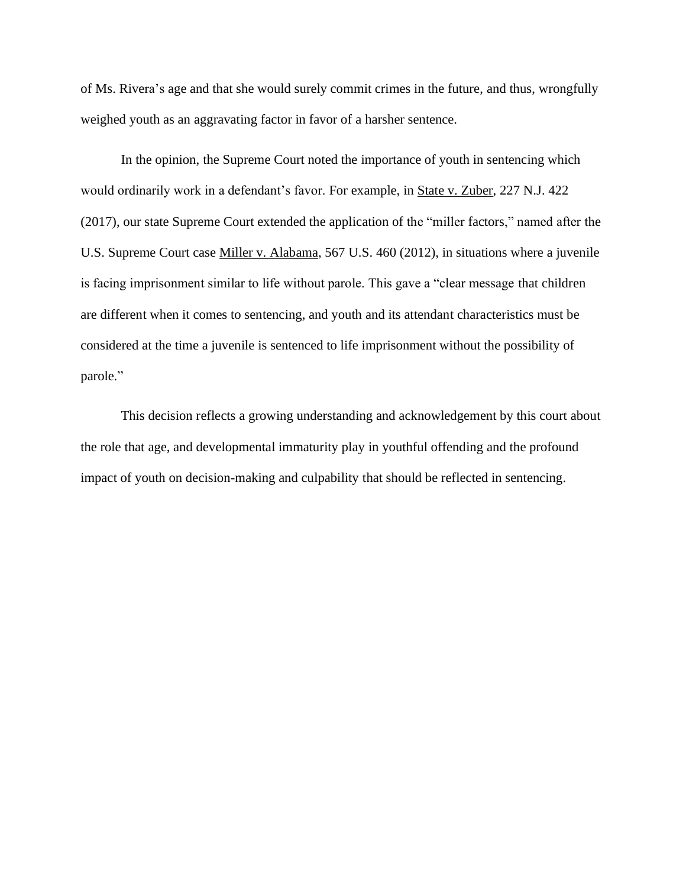of Ms. Rivera's age and that she would surely commit crimes in the future, and thus, wrongfully weighed youth as an aggravating factor in favor of a harsher sentence.

In the opinion, the Supreme Court noted the importance of youth in sentencing which would ordinarily work in a defendant's favor. For example, in <u>State v. Zuber</u>, 227 N.J. 422 (2017), our state Supreme Court extended the application of the "miller factors," named after the U.S. Supreme Court case <u>Miller v. Alabama</u>, 567 U.S. 460 (2012), in situations where a juvenile is facing imprisonment similar to life without parole. This gave a "clear message that children are different when it comes to sentencing, and youth and its attendant characteristics must be considered at the time a juvenile is sentenced to life imprisonment without the possibility of parole."

This decision reflects a growing understanding and acknowledgement by this court about the role that age, and developmental immaturity play in youthful offending and the profound impact of youth on decision-making and culpability that should be reflected in sentencing.